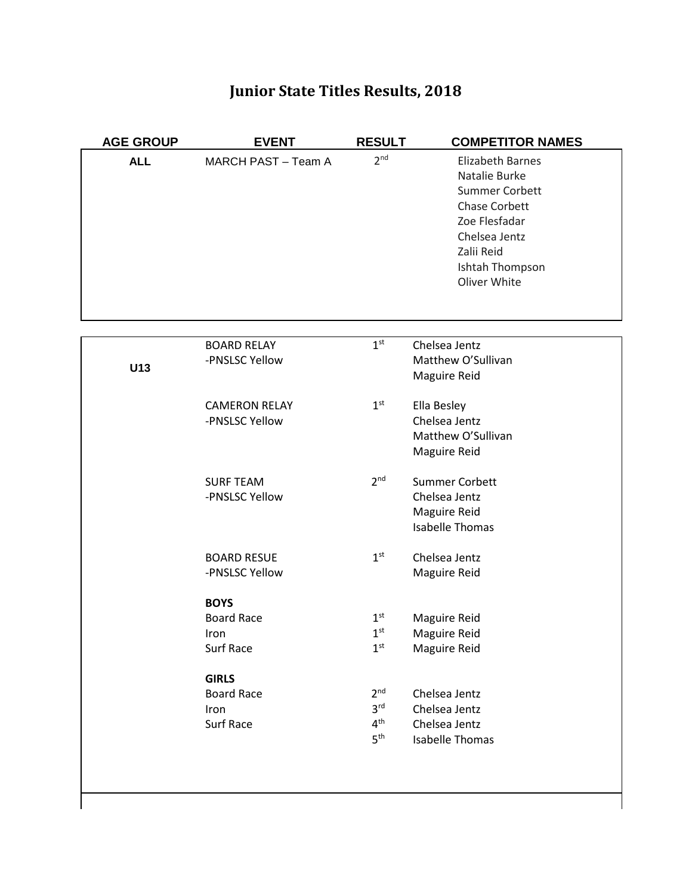# Junior State Titles Results, 2018

| AGE GROUP | EVENT | RESULT | COMPETITOR NAMES |
| --- | --- | --- | --- |
| ALL | MARCH PAST – Team A | 2nd | Elizabeth Barnes<br>Natalie Burke<br>Summer Corbett<br>Chase Corbett<br>Zoe Flesfadar<br>Chelsea Jentz<br>Zalii Reid<br>Ishtah Thompson<br>Oliver White |
| U13 | BOARD RELAY<br>-PNSLSC Yellow | 1st | Chelsea Jentz<br>Matthew O'Sullivan<br>Maguire Reid |
| | CAMERON RELAY<br>-PNSLSC Yellow | 1st | Ella Besley<br>Chelsea Jentz<br>Matthew O'Sullivan<br>Maguire Reid |
| | SURF TEAM<br>-PNSLSC Yellow | 2nd | Summer Corbett<br>Chelsea Jentz<br>Maguire Reid<br>Isabelle Thomas |
| | BOARD RESUE<br>-PNSLSC Yellow | 1st | Chelsea Jentz<br>Maguire Reid |
| | **BOYS** | | |
| | Board Race | 1st | Maguire Reid |
| | Iron | 1st | Maguire Reid |
| | Surf Race | 1st | Maguire Reid |
| | **GIRLS** | | |
| | Board Race | 2nd | Chelsea Jentz |
| | Iron | 3rd | Chelsea Jentz |
| | Surf Race | 4th | Chelsea Jentz |
| | | 5th | Isabelle Thomas |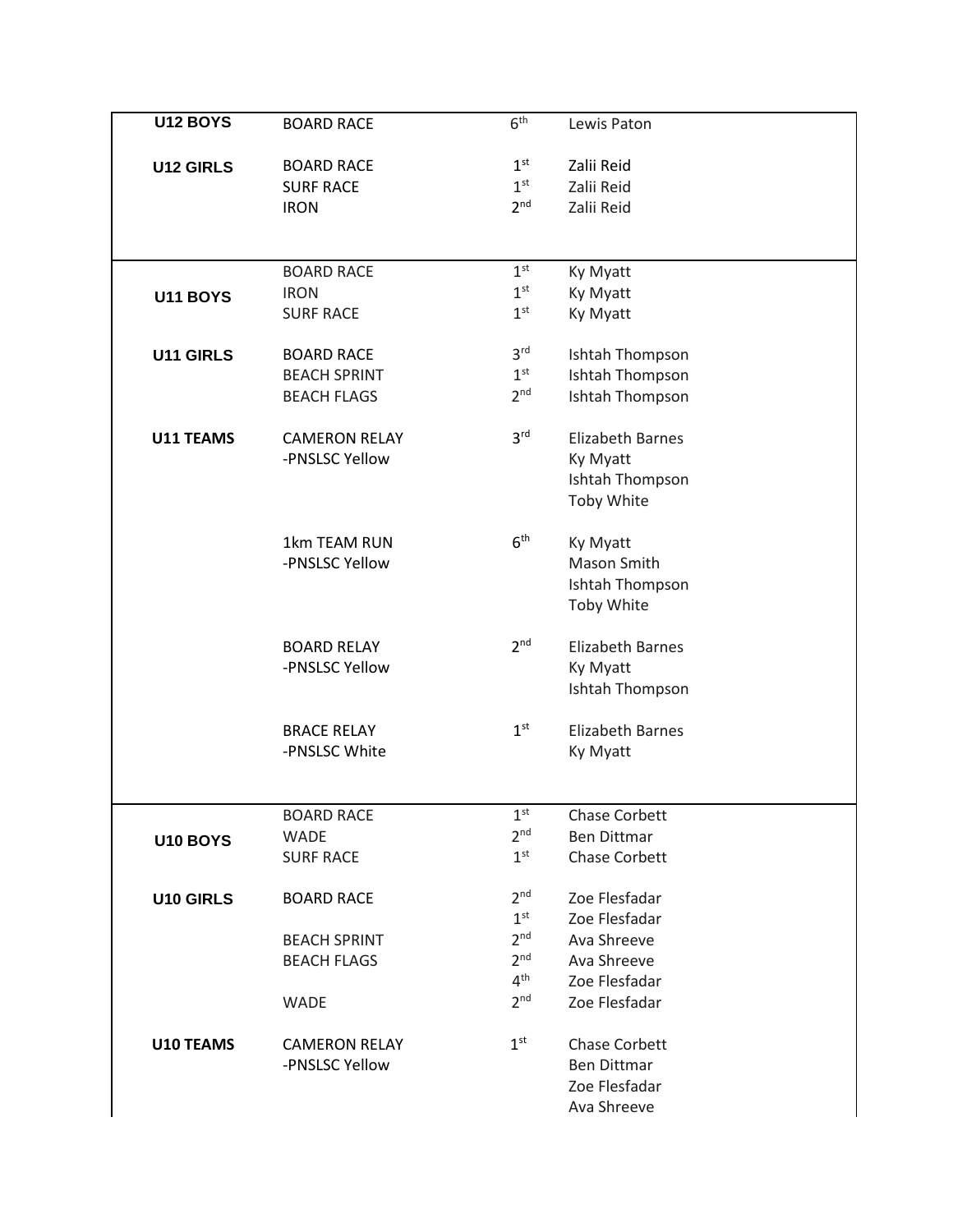| | | | |
|---|---|---|---|
| **U12 BOYS** | BOARD RACE | 6th | Lewis Paton |
| **U12 GIRLS** | BOARD RACE | 1st | Zalii Reid |
| | SURF RACE | 1st | Zalii Reid |
| | IRON | 2nd | Zalii Reid |
| **U11 BOYS** | BOARD RACE | 1st | Ky Myatt |
| | IRON | 1st | Ky Myatt |
| | SURF RACE | 1st | Ky Myatt |
| **U11 GIRLS** | BOARD RACE | 3rd | Ishtah Thompson |
| | BEACH SPRINT | 1st | Ishtah Thompson |
| | BEACH FLAGS | 2nd | Ishtah Thompson |
| **U11 TEAMS** | CAMERON RELAY -PNSLSC Yellow | 3rd | Elizabeth Barnes<br>Ky Myatt<br>Ishtah Thompson<br>Toby White |
| | 1km TEAM RUN -PNSLSC Yellow | 6th | Ky Myatt<br>Mason Smith<br>Ishtah Thompson<br>Toby White |
| | BOARD RELAY -PNSLSC Yellow | 2nd | Elizabeth Barnes<br>Ky Myatt<br>Ishtah Thompson |
| | BRACE RELAY -PNSLSC White | 1st | Elizabeth Barnes<br>Ky Myatt |
| **U10 BOYS** | BOARD RACE | 1st | Chase Corbett |
| | WADE | 2nd | Ben Dittmar |
| | SURF RACE | 1st | Chase Corbett |
| **U10 GIRLS** | BOARD RACE | 2nd | Zoe Flesfadar |
| | | 1st | Zoe Flesfadar |
| | BEACH SPRINT | 2nd | Ava Shreeve |
| | BEACH FLAGS | 2nd | Ava Shreeve |
| | | 4th | Zoe Flesfadar |
| | WADE | 2nd | Zoe Flesfadar |
| **U10 TEAMS** | CAMERON RELAY -PNSLSC Yellow | 1st | Chase Corbett<br>Ben Dittmar<br>Zoe Flesfadar<br>Ava Shreeve |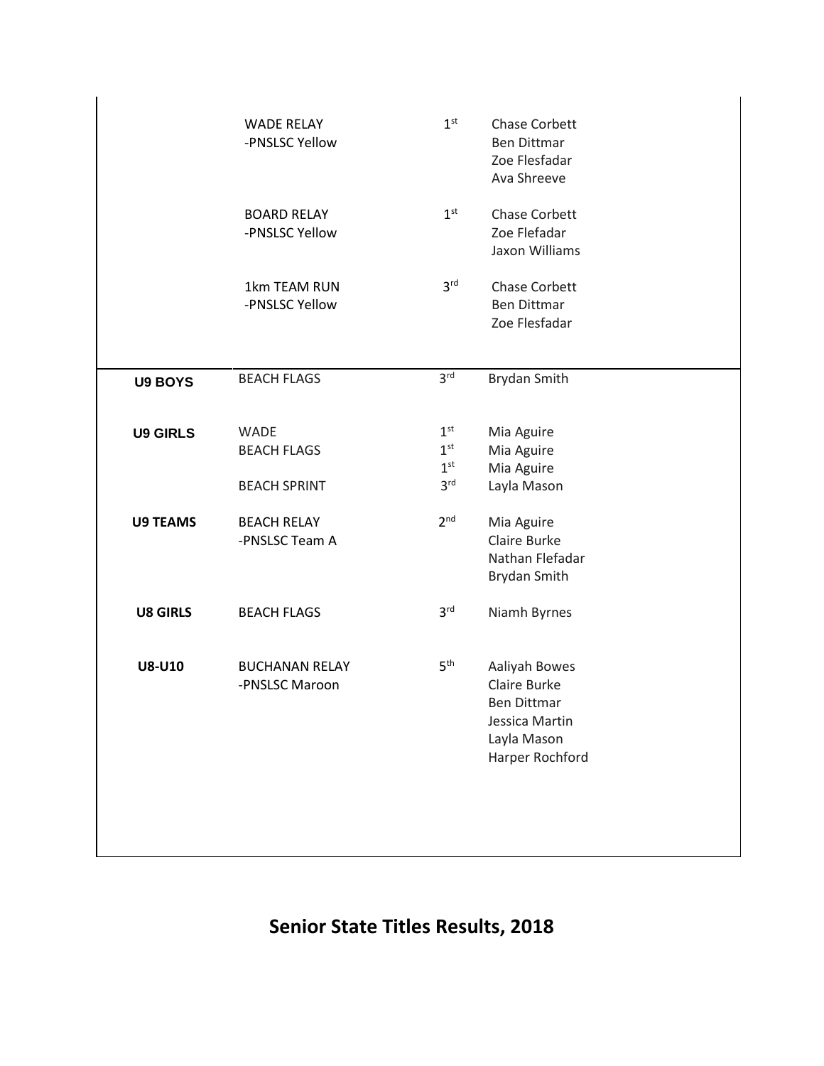| | | | |
|---|---|---|---|
| | WADE RELAY<br>-PNSLSC Yellow | 1st | Chase Corbett<br>Ben Dittmar<br>Zoe Flesfadar<br>Ava Shreeve |
| | BOARD RELAY<br>-PNSLSC Yellow | 1st | Chase Corbett<br>Zoe Flefadar<br>Jaxon Williams |
| | 1km TEAM RUN<br>-PNSLSC Yellow | 3rd | Chase Corbett<br>Ben Dittmar<br>Zoe Flesfadar |
| **U9 BOYS** | BEACH FLAGS | 3rd | Brydan Smith |
| **U9 GIRLS** | WADE<br>BEACH FLAGS<br><br>BEACH SPRINT | 1st<br>1st<br>1st<br>3rd | Mia Aguire<br>Mia Aguire<br>Mia Aguire<br>Layla Mason |
| **U9 TEAMS** | BEACH RELAY<br>-PNSLSC Team A | 2nd | Mia Aguire<br>Claire Burke<br>Nathan Flefadar<br>Brydan Smith |
| **U8 GIRLS** | BEACH FLAGS | 3rd | Niamh Byrnes |
| **U8-U10** | BUCHANAN RELAY<br>-PNSLSC Maroon | 5th | Aaliyah Bowes<br>Claire Burke<br>Ben Dittmar<br>Jessica Martin<br>Layla Mason<br>Harper Rochford |

## Senior State Titles Results, 2018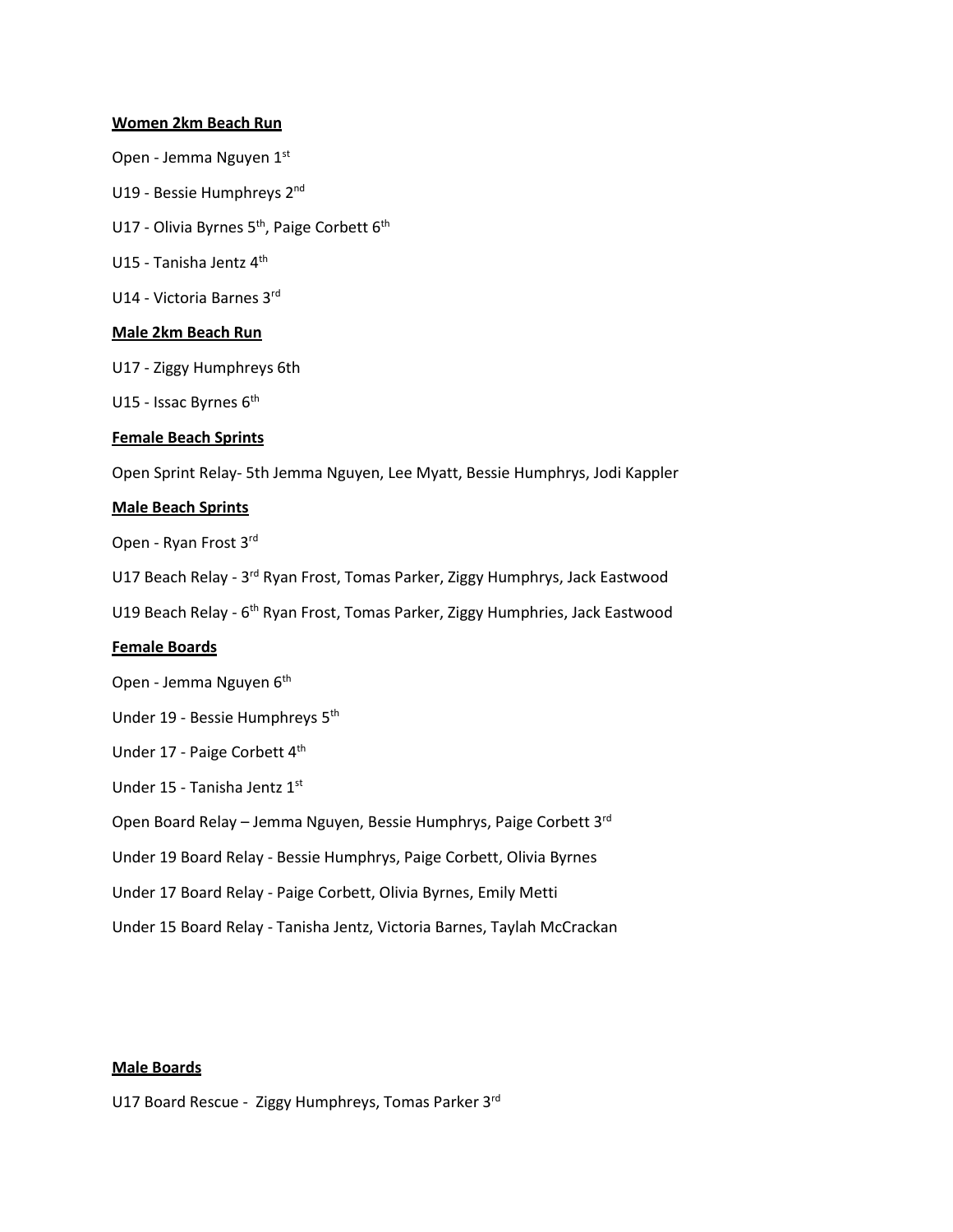**Women 2km Beach Run**

Open - Jemma Nguyen 1st

U19 - Bessie Humphreys 2nd

U17 - Olivia Byrnes 5th, Paige Corbett 6th

U15 - Tanisha Jentz 4th

U14 - Victoria Barnes 3rd

**Male 2km Beach Run**

U17 - Ziggy Humphreys 6th

U15 - Issac Byrnes 6th

**Female Beach Sprints**

Open Sprint Relay- 5th Jemma Nguyen, Lee Myatt, Bessie Humphrys, Jodi Kappler

**Male Beach Sprints**

Open - Ryan Frost 3rd

U17 Beach Relay - 3rd Ryan Frost, Tomas Parker, Ziggy Humphrys, Jack Eastwood

U19 Beach Relay - 6th Ryan Frost, Tomas Parker, Ziggy Humphries, Jack Eastwood

**Female Boards**

Open - Jemma Nguyen 6th

Under 19 - Bessie Humphreys 5th

Under 17 - Paige Corbett 4th

Under 15 - Tanisha Jentz 1st

Open Board Relay – Jemma Nguyen, Bessie Humphrys, Paige Corbett 3rd

Under 19 Board Relay - Bessie Humphrys, Paige Corbett, Olivia Byrnes

Under 17 Board Relay - Paige Corbett, Olivia Byrnes, Emily Metti

Under 15 Board Relay - Tanisha Jentz, Victoria Barnes, Taylah McCrackan

**Male Boards**

U17 Board Rescue - Ziggy Humphreys, Tomas Parker 3rd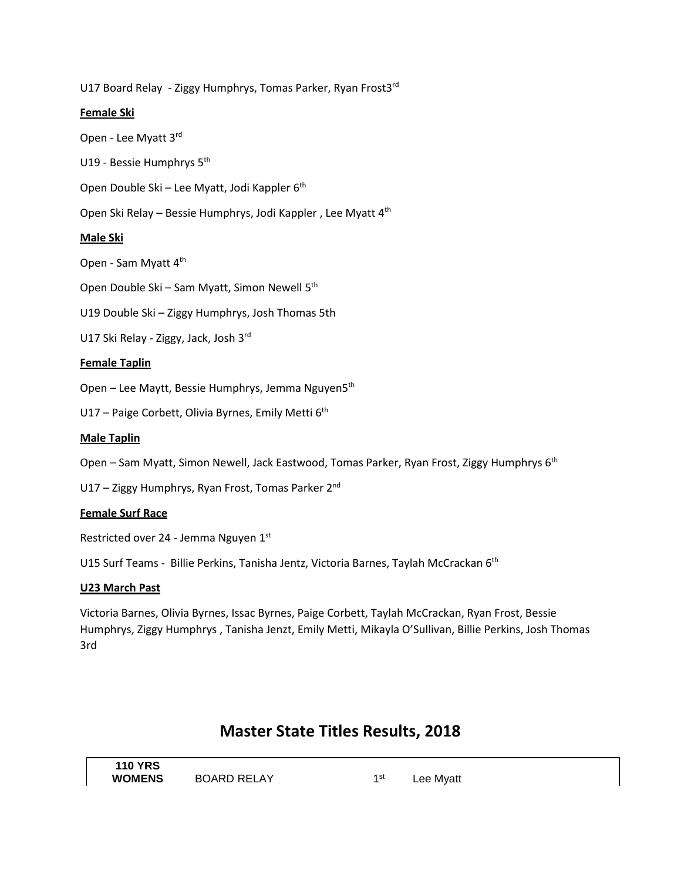U17 Board Relay - Ziggy Humphrys, Tomas Parker, Ryan Frost3rd

**Female Ski**

Open - Lee Myatt 3rd

U19 - Bessie Humphrys 5th

Open Double Ski – Lee Myatt, Jodi Kappler 6th

Open Ski Relay – Bessie Humphrys, Jodi Kappler , Lee Myatt 4th

**Male Ski**

Open - Sam Myatt 4th

Open Double Ski – Sam Myatt, Simon Newell 5th

U19 Double Ski – Ziggy Humphrys, Josh Thomas 5th

U17 Ski Relay - Ziggy, Jack, Josh 3rd

**Female Taplin**

Open – Lee Maytt, Bessie Humphrys, Jemma Nguyen5th

U17 – Paige Corbett, Olivia Byrnes, Emily Metti 6th

**Male Taplin**

Open – Sam Myatt, Simon Newell, Jack Eastwood, Tomas Parker, Ryan Frost, Ziggy Humphrys 6th

U17 – Ziggy Humphrys, Ryan Frost, Tomas Parker 2nd

**Female Surf Race**

Restricted over 24 - Jemma Nguyen 1st

U15 Surf Teams - Billie Perkins, Tanisha Jentz, Victoria Barnes, Taylah McCrackan 6th

**U23 March Past**

Victoria Barnes, Olivia Byrnes, Issac Byrnes, Paige Corbett, Taylah McCrackan, Ryan Frost, Bessie Humphrys, Ziggy Humphrys , Tanisha Jenzt, Emily Metti, Mikayla O'Sullivan, Billie Perkins, Josh Thomas 3rd

## Master State Titles Results, 2018

| | | | |
|---|---|---|---|
| **110 YRS WOMENS** | BOARD RELAY | 1st | Lee Myatt |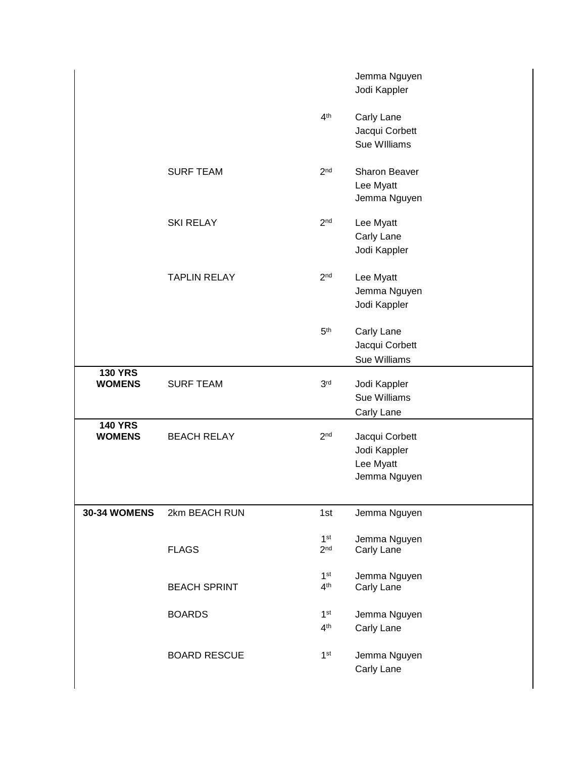| | | | |
|---|---|---|---|
| | | | Jemma Nguyen<br>Jodi Kappler |
| | | 4th | Carly Lane<br>Jacqui Corbett<br>Sue WIlliams |
| | SURF TEAM | 2nd | Sharon Beaver<br>Lee Myatt<br>Jemma Nguyen |
| | SKI RELAY | 2nd | Lee Myatt<br>Carly Lane<br>Jodi Kappler |
| | TAPLIN RELAY | 2nd | Lee Myatt<br>Jemma Nguyen<br>Jodi Kappler |
| | | 5th | Carly Lane<br>Jacqui Corbett<br>Sue Williams |
| **130 YRS WOMENS** | SURF TEAM | 3rd | Jodi Kappler<br>Sue Williams<br>Carly Lane |
| **140 YRS WOMENS** | BEACH RELAY | 2nd | Jacqui Corbett<br>Jodi Kappler<br>Lee Myatt<br>Jemma Nguyen |
| **30-34 WOMENS** | 2km BEACH RUN | 1st | Jemma Nguyen |
| | FLAGS | 1st<br>2nd | Jemma Nguyen<br>Carly Lane |
| | BEACH SPRINT | 1st<br>4th | Jemma Nguyen<br>Carly Lane |
| | BOARDS | 1st<br>4th | Jemma Nguyen<br>Carly Lane |
| | BOARD RESCUE | 1st | Jemma Nguyen<br>Carly Lane |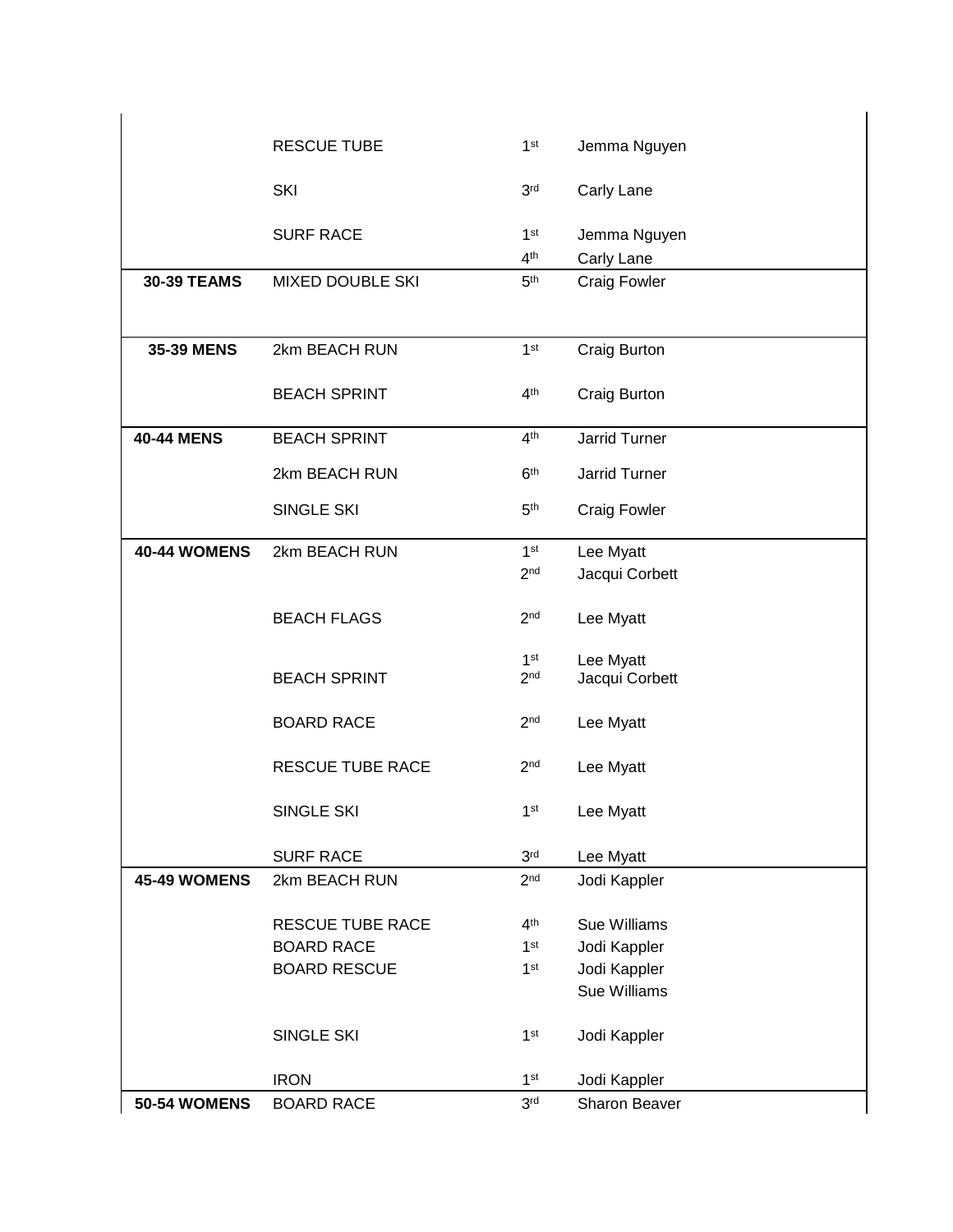| | | | |
|---|---|---|---|
| | RESCUE TUBE | 1st | Jemma Nguyen |
| | SKI | 3rd | Carly Lane |
| | SURF RACE | 1st | Jemma Nguyen |
| | | 4th | Carly Lane |
| **30-39 TEAMS** | MIXED DOUBLE SKI | 5th | Craig Fowler |
| **35-39 MENS** | 2km BEACH RUN | 1st | Craig Burton |
| | BEACH SPRINT | 4th | Craig Burton |
| **40-44 MENS** | BEACH SPRINT | 4th | Jarrid Turner |
| | 2km BEACH RUN | 6th | Jarrid Turner |
| | SINGLE SKI | 5th | Craig Fowler |
| **40-44 WOMENS** | 2km BEACH RUN | 1st | Lee Myatt |
| | | 2nd | Jacqui Corbett |
| | BEACH FLAGS | 2nd | Lee Myatt |
| | BEACH SPRINT | 1st | Lee Myatt |
| | | 2nd | Jacqui Corbett |
| | BOARD RACE | 2nd | Lee Myatt |
| | RESCUE TUBE RACE | 2nd | Lee Myatt |
| | SINGLE SKI | 1st | Lee Myatt |
| | SURF RACE | 3rd | Lee Myatt |
| **45-49 WOMENS** | 2km BEACH RUN | 2nd | Jodi Kappler |
| | RESCUE TUBE RACE | 4th | Sue Williams |
| | BOARD RACE | 1st | Jodi Kappler |
| | BOARD RESCUE | 1st | Jodi Kappler |
| | | | Sue Williams |
| | SINGLE SKI | 1st | Jodi Kappler |
| | IRON | 1st | Jodi Kappler |
| **50-54 WOMENS** | BOARD RACE | 3rd | Sharon Beaver |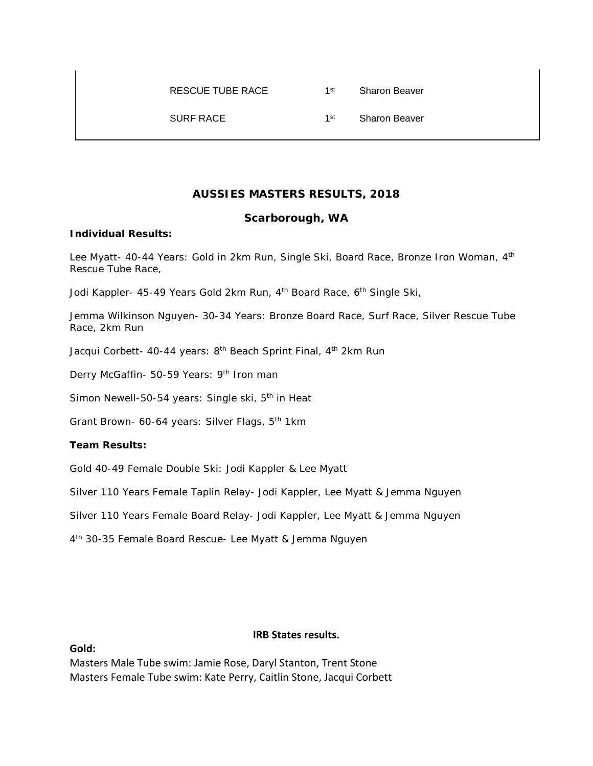| | | |
|---|---|---|
| RESCUE TUBE RACE | 1st | Sharon Beaver |
| SURF RACE | 1st | Sharon Beaver |

## AUSSIES MASTERS RESULTS, 2018

### Scarborough, WA

**Individual Results:**

Lee Myatt- 40-44 Years: Gold in 2km Run, Single Ski, Board Race, Bronze Iron Woman, 4th Rescue Tube Race,

Jodi Kappler- 45-49 Years Gold 2km Run, 4th Board Race, 6th Single Ski,

Jemma Wilkinson Nguyen- 30-34 Years: Bronze Board Race, Surf Race, Silver Rescue Tube Race, 2km Run

Jacqui Corbett- 40-44 years: 8th Beach Sprint Final, 4th 2km Run

Derry McGaffin- 50-59 Years: 9th Iron man

Simon Newell-50-54 years: Single ski, 5th in Heat

Grant Brown- 60-64 years: Silver Flags, 5th 1km

**Team Results:**

Gold 40-49 Female Double Ski: Jodi Kappler & Lee Myatt

Silver 110 Years Female Taplin Relay- Jodi Kappler, Lee Myatt & Jemma Nguyen

Silver 110 Years Female Board Relay- Jodi Kappler, Lee Myatt & Jemma Nguyen

4th 30-35 Female Board Rescue- Lee Myatt & Jemma Nguyen

**IRB States results.**

**Gold:**

Masters Male Tube swim: Jamie Rose, Daryl Stanton, Trent Stone
Masters Female Tube swim: Kate Perry, Caitlin Stone, Jacqui Corbett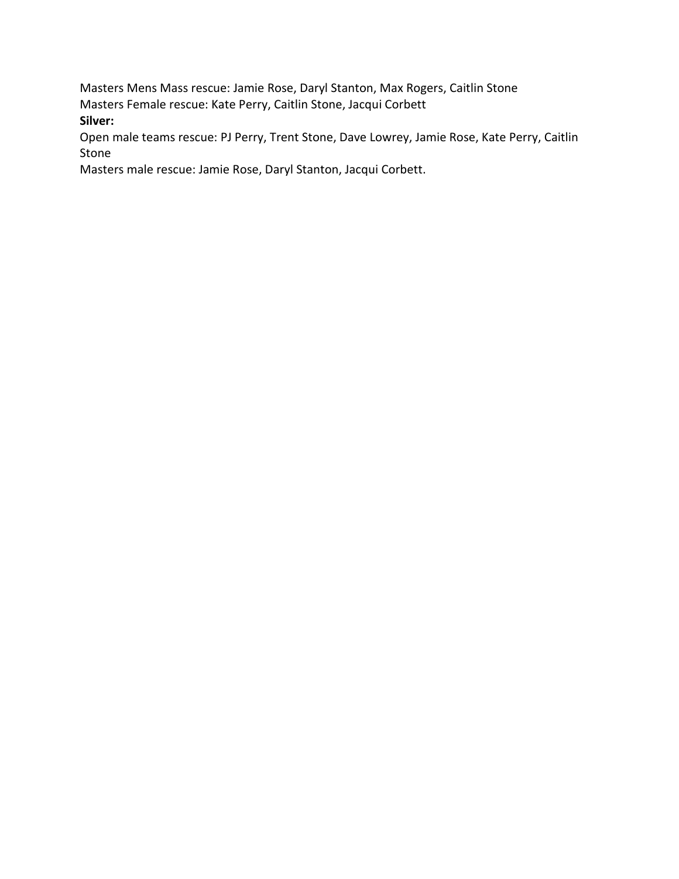Masters Mens Mass rescue: Jamie Rose, Daryl Stanton, Max Rogers, Caitlin Stone
Masters Female rescue: Kate Perry, Caitlin Stone, Jacqui Corbett

**Silver:**

Open male teams rescue: PJ Perry, Trent Stone, Dave Lowrey, Jamie Rose, Kate Perry, Caitlin Stone
Masters male rescue: Jamie Rose, Daryl Stanton, Jacqui Corbett.